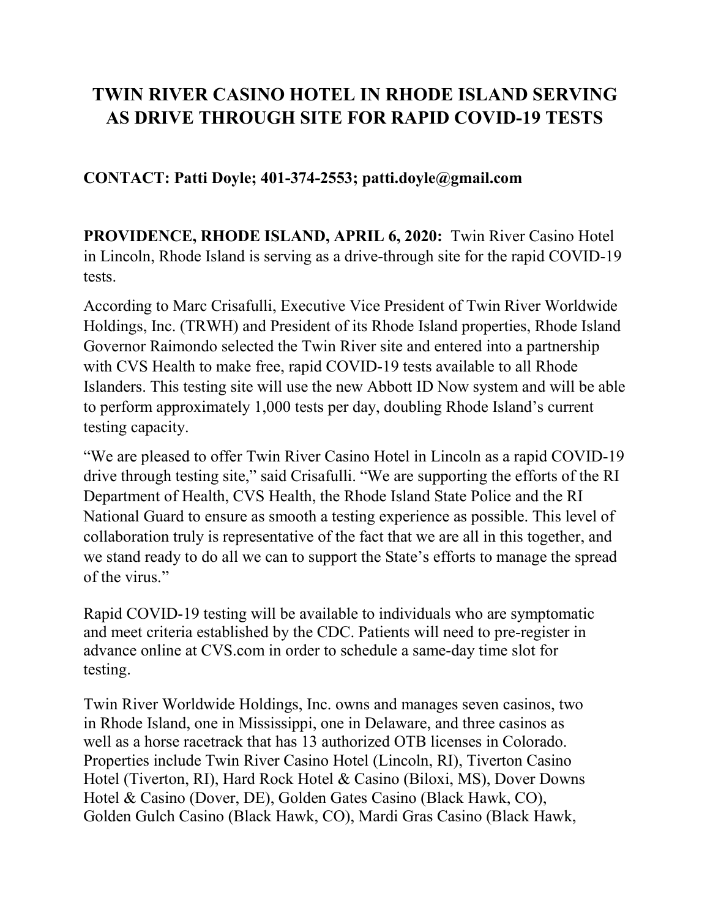# TWIN RIVER CASINO HOTEL IN RHODE ISLAND SERVING AS DRIVE THROUGH SITE FOR RAPID COVID-19 TESTS

**CONTACT: Patti Doyle; 401-374-2553; patti.doyle@gmail.com**

**PROVIDENCE, RHODE ISLAND, APRIL 6, 2020:** Twin River Casino Hotel in Lincoln, Rhode Island is serving as a drive-through site for the rapid COVID-19 tests.

According to Marc Crisafulli, Executive Vice President of Twin River Worldwide Holdings, Inc. (TRWH) and President of its Rhode Island properties, Rhode Island Governor Raimondo selected the Twin River site and entered into a partnership with CVS Health to make free, rapid COVID-19 tests available to all Rhode Islanders. This testing site will use the new Abbott ID Now system and will be able to perform approximately 1,000 tests per day, doubling Rhode Island's current testing capacity.

"We are pleased to offer Twin River Casino Hotel in Lincoln as a rapid COVID-19 drive through testing site," said Crisafulli. "We are supporting the efforts of the RI Department of Health, CVS Health, the Rhode Island State Police and the RI National Guard to ensure as smooth a testing experience as possible. This level of collaboration truly is representative of the fact that we are all in this together, and we stand ready to do all we can to support the State's efforts to manage the spread of the virus."

Rapid COVID-19 testing will be available to individuals who are symptomatic and meet criteria established by the CDC. Patients will need to pre-register in advance online at CVS.com in order to schedule a same-day time slot for testing.

Twin River Worldwide Holdings, Inc. owns and manages seven casinos, two in Rhode Island, one in Mississippi, one in Delaware, and three casinos as well as a horse racetrack that has 13 authorized OTB licenses in Colorado. Properties include Twin River Casino Hotel (Lincoln, RI), Tiverton Casino Hotel (Tiverton, RI), Hard Rock Hotel & Casino (Biloxi, MS), Dover Downs Hotel & Casino (Dover, DE), Golden Gates Casino (Black Hawk, CO), Golden Gulch Casino (Black Hawk, CO), Mardi Gras Casino (Black Hawk,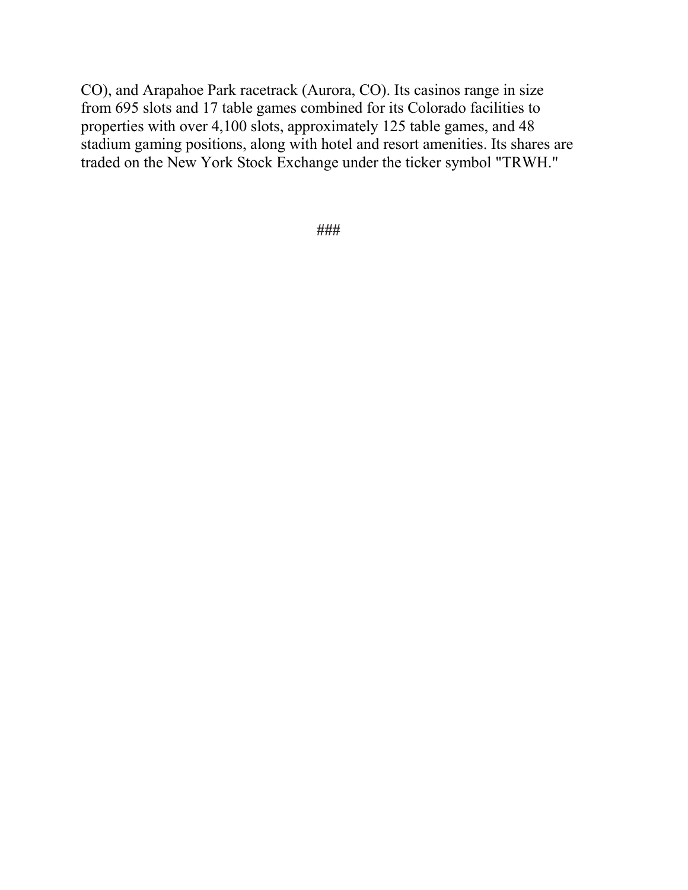CO), and Arapahoe Park racetrack (Aurora, CO). Its casinos range in size from 695 slots and 17 table games combined for its Colorado facilities to properties with over 4,100 slots, approximately 125 table games, and 48 stadium gaming positions, along with hotel and resort amenities. Its shares are traded on the New York Stock Exchange under the ticker symbol "TRWH."

###